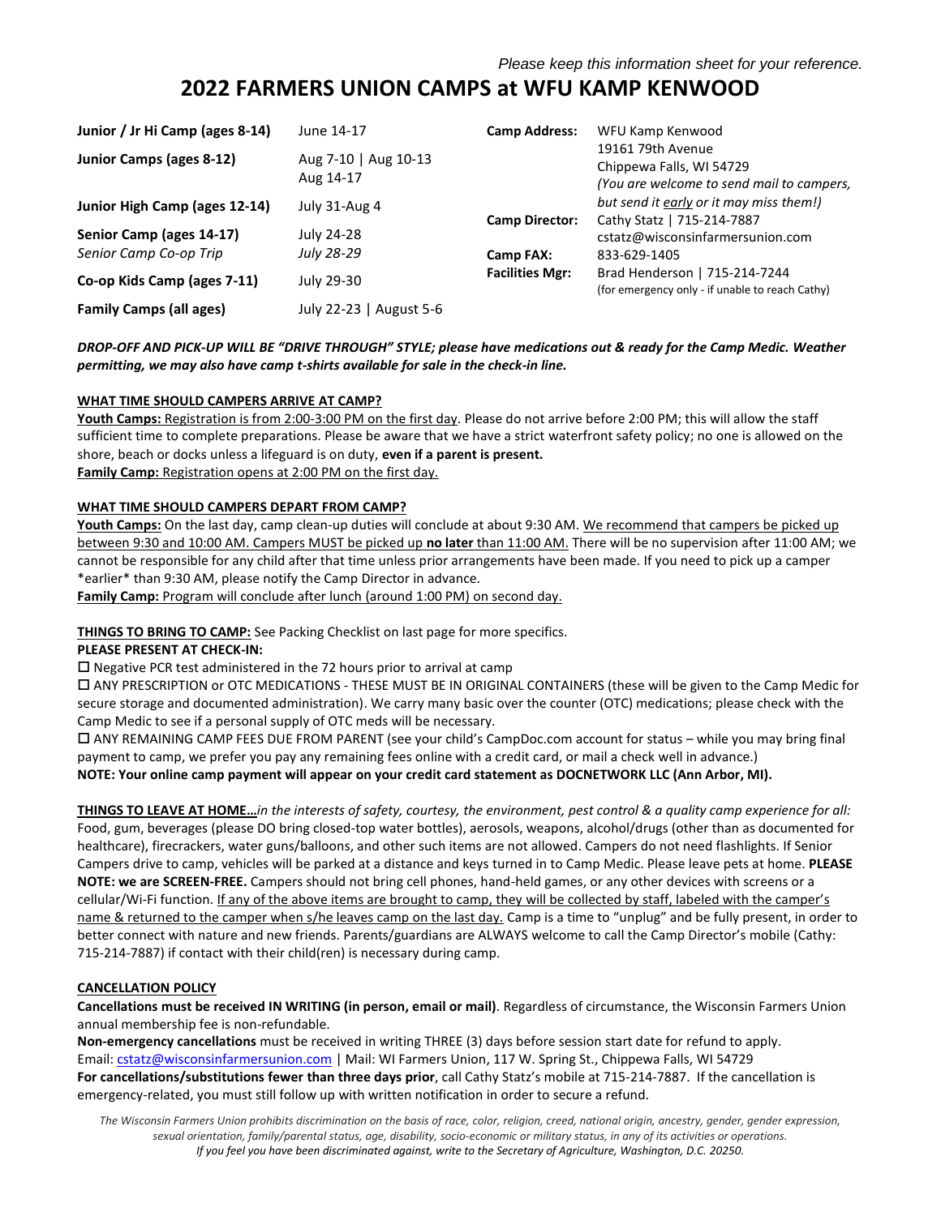*Please keep this information sheet for your reference.*

# 2022 FARMERS UNION CAMPS at WFU KAMP KENWOOD

| | |
|---|---|
| **Junior / Jr Hi Camp (ages 8-14)** | June 14-17 |
| **Junior Camps (ages 8-12)** | Aug 7-10 \| Aug 10-13 Aug 14-17 |
| **Junior High Camp (ages 12-14)** | July 31-Aug 4 |
| **Senior Camp (ages 14-17)** *Senior Camp Co-op Trip* | July 24-28 *July 28-29* |
| **Co-op Kids Camp (ages 7-11)** | July 29-30 |
| **Family Camps (all ages)** | July 22-23 \| August 5-6 |

**Camp Address:** WFU Kamp Kenwood
19161 79th Avenue
Chippewa Falls, WI 54729
*(You are welcome to send mail to campers, but send it early or it may miss them!)*

**Camp Director:** Cathy Statz | 715-214-7887
cstatz@wisconsinfarmersunion.com

**Camp FAX:** 833-629-1405

**Facilities Mgr:** Brad Henderson | 715-214-7244
(for emergency only - if unable to reach Cathy)

***DROP-OFF AND PICK-UP WILL BE "DRIVE THROUGH" STYLE; please have medications out & ready for the Camp Medic. Weather permitting, we may also have camp t-shirts available for sale in the check-in line.***

**WHAT TIME SHOULD CAMPERS ARRIVE AT CAMP?**

**Youth Camps:** Registration is from 2:00-3:00 PM on the first day. Please do not arrive before 2:00 PM; this will allow the staff sufficient time to complete preparations. Please be aware that we have a strict waterfront safety policy; no one is allowed on the shore, beach or docks unless a lifeguard is on duty, **even if a parent is present.**

**Family Camp:** Registration opens at 2:00 PM on the first day.

**WHAT TIME SHOULD CAMPERS DEPART FROM CAMP?**

**Youth Camps:** On the last day, camp clean-up duties will conclude at about 9:30 AM. We recommend that campers be picked up between 9:30 and 10:00 AM. Campers MUST be picked up **no later** than 11:00 AM. There will be no supervision after 11:00 AM; we cannot be responsible for any child after that time unless prior arrangements have been made. If you need to pick up a camper *earlier* than 9:30 AM, please notify the Camp Director in advance.

**Family Camp:** Program will conclude after lunch (around 1:00 PM) on second day.

**THINGS TO BRING TO CAMP:** See Packing Checklist on last page for more specifics.

**PLEASE PRESENT AT CHECK-IN:**

- ☐ Negative PCR test administered in the 72 hours prior to arrival at camp
- ☐ ANY PRESCRIPTION or OTC MEDICATIONS - THESE MUST BE IN ORIGINAL CONTAINERS (these will be given to the Camp Medic for secure storage and documented administration). We carry many basic over the counter (OTC) medications; please check with the Camp Medic to see if a personal supply of OTC meds will be necessary.
- ☐ ANY REMAINING CAMP FEES DUE FROM PARENT (see your child's CampDoc.com account for status – while you may bring final payment to camp, we prefer you pay any remaining fees online with a credit card, or mail a check well in advance.)

**NOTE: Your online camp payment will appear on your credit card statement as DOCNETWORK LLC (Ann Arbor, MI).**

**THINGS TO LEAVE AT HOME…***in the interests of safety, courtesy, the environment, pest control & a quality camp experience for all:* Food, gum, beverages (please DO bring closed-top water bottles), aerosols, weapons, alcohol/drugs (other than as documented for healthcare), firecrackers, water guns/balloons, and other such items are not allowed. Campers do not need flashlights. If Senior Campers drive to camp, vehicles will be parked at a distance and keys turned in to Camp Medic. Please leave pets at home. **PLEASE NOTE: we are SCREEN-FREE.** Campers should not bring cell phones, hand-held games, or any other devices with screens or a cellular/Wi-Fi function. If any of the above items are brought to camp, they will be collected by staff, labeled with the camper's name & returned to the camper when s/he leaves camp on the last day. Camp is a time to "unplug" and be fully present, in order to better connect with nature and new friends. Parents/guardians are ALWAYS welcome to call the Camp Director's mobile (Cathy: 715-214-7887) if contact with their child(ren) is necessary during camp.

**CANCELLATION POLICY**

**Cancellations must be received IN WRITING (in person, email or mail)**. Regardless of circumstance, the Wisconsin Farmers Union annual membership fee is non-refundable.

**Non-emergency cancellations** must be received in writing THREE (3) days before session start date for refund to apply.
Email: cstatz@wisconsinfarmersunion.com | Mail: WI Farmers Union, 117 W. Spring St., Chippewa Falls, WI 54729

**For cancellations/substitutions fewer than three days prior**, call Cathy Statz's mobile at 715-214-7887. If the cancellation is emergency-related, you must still follow up with written notification in order to secure a refund.

*The Wisconsin Farmers Union prohibits discrimination on the basis of race, color, religion, creed, national origin, ancestry, gender, gender expression, sexual orientation, family/parental status, age, disability, socio-economic or military status, in any of its activities or operations. If you feel you have been discriminated against, write to the Secretary of Agriculture, Washington, D.C. 20250.*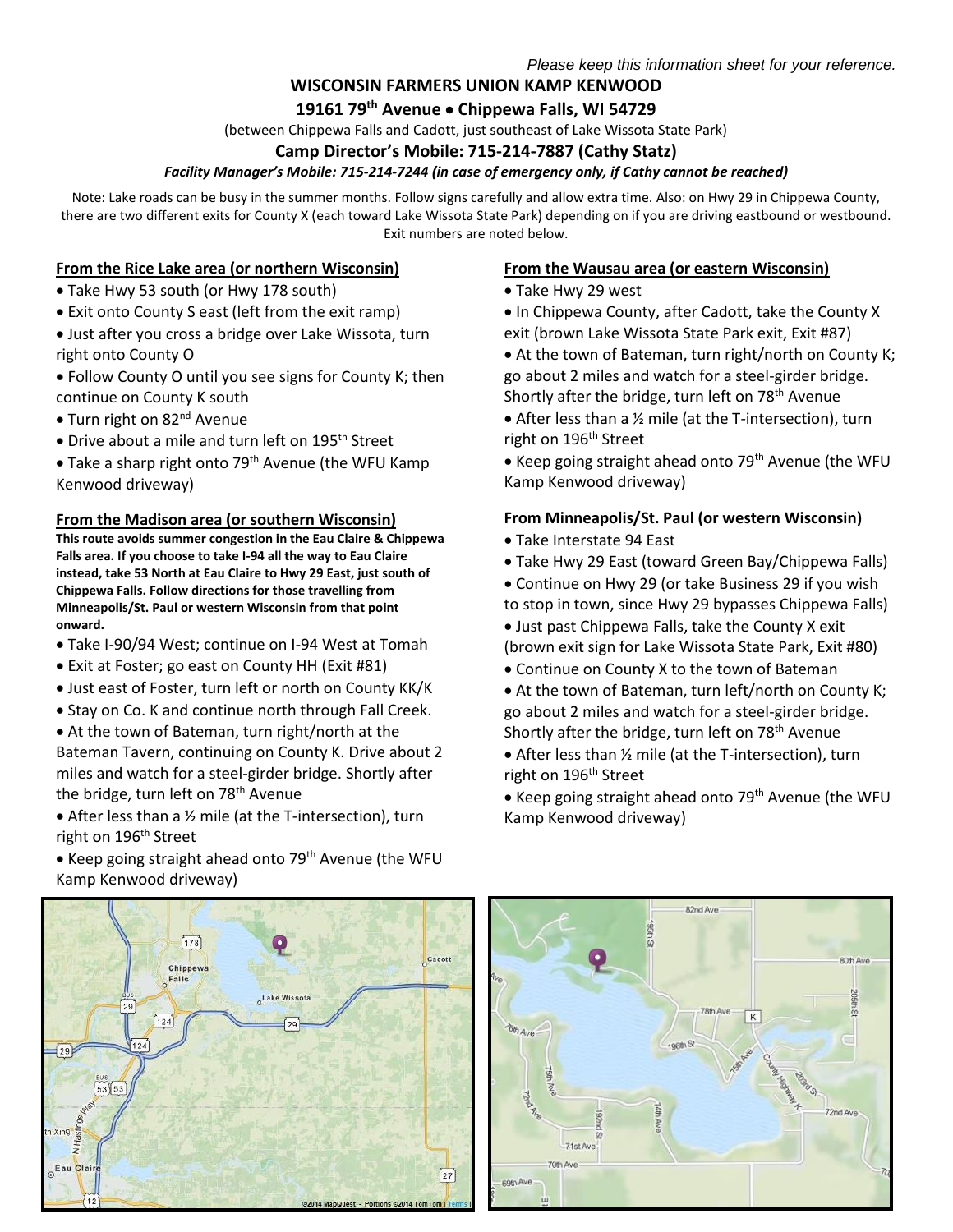*Please keep this information sheet for your reference.*

**WISCONSIN FARMERS UNION KAMP KENWOOD**

**19161 79th Avenue • Chippewa Falls, WI 54729**

(between Chippewa Falls and Cadott, just southeast of Lake Wissota State Park)

**Camp Director's Mobile: 715-214-7887 (Cathy Statz)**

***Facility Manager's Mobile: 715-214-7244 (in case of emergency only, if Cathy cannot be reached)***

Note: Lake roads can be busy in the summer months. Follow signs carefully and allow extra time. Also: on Hwy 29 in Chippewa County, there are two different exits for County X (each toward Lake Wissota State Park) depending on if you are driving eastbound or westbound. Exit numbers are noted below.

## From the Rice Lake area (or northern Wisconsin)

- Take Hwy 53 south (or Hwy 178 south)
- Exit onto County S east (left from the exit ramp)
- Just after you cross a bridge over Lake Wissota, turn right onto County O
- Follow County O until you see signs for County K; then continue on County K south
- Turn right on 82nd Avenue
- Drive about a mile and turn left on 195th Street
- Take a sharp right onto 79th Avenue (the WFU Kamp Kenwood driveway)

## From the Madison area (or southern Wisconsin)

**This route avoids summer congestion in the Eau Claire & Chippewa Falls area. If you choose to take I-94 all the way to Eau Claire instead, take 53 North at Eau Claire to Hwy 29 East, just south of Chippewa Falls. Follow directions for those travelling from Minneapolis/St. Paul or western Wisconsin from that point onward.**

- Take I-90/94 West; continue on I-94 West at Tomah
- Exit at Foster; go east on County HH (Exit #81)
- Just east of Foster, turn left or north on County KK/K
- Stay on Co. K and continue north through Fall Creek.
- At the town of Bateman, turn right/north at the Bateman Tavern, continuing on County K. Drive about 2 miles and watch for a steel-girder bridge. Shortly after the bridge, turn left on 78th Avenue
- After less than a ½ mile (at the T-intersection), turn right on 196th Street
- Keep going straight ahead onto 79th Avenue (the WFU Kamp Kenwood driveway)

## From the Wausau area (or eastern Wisconsin)

- Take Hwy 29 west
- In Chippewa County, after Cadott, take the County X exit (brown Lake Wissota State Park exit, Exit #87)
- At the town of Bateman, turn right/north on County K; go about 2 miles and watch for a steel-girder bridge. Shortly after the bridge, turn left on 78th Avenue
- After less than a ½ mile (at the T-intersection), turn right on 196th Street
- Keep going straight ahead onto 79th Avenue (the WFU Kamp Kenwood driveway)

## From Minneapolis/St. Paul (or western Wisconsin)

- Take Interstate 94 East
- Take Hwy 29 East (toward Green Bay/Chippewa Falls)
- Continue on Hwy 29 (or take Business 29 if you wish to stop in town, since Hwy 29 bypasses Chippewa Falls)
- Just past Chippewa Falls, take the County X exit (brown exit sign for Lake Wissota State Park, Exit #80)
- Continue on County X to the town of Bateman
- At the town of Bateman, turn left/north on County K; go about 2 miles and watch for a steel-girder bridge. Shortly after the bridge, turn left on 78th Avenue
- After less than ½ mile (at the T-intersection), turn right on 196th Street
- Keep going straight ahead onto 79th Avenue (the WFU Kamp Kenwood driveway)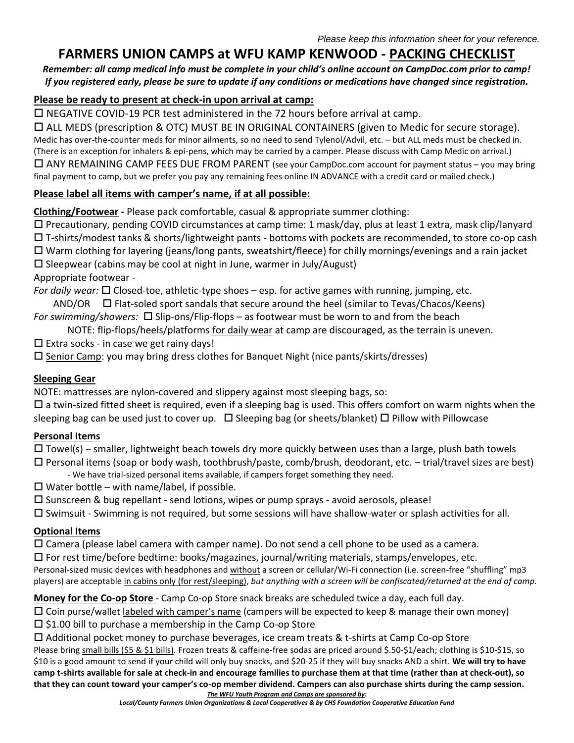*Please keep this information sheet for your reference.*

# FARMERS UNION CAMPS at WFU KAMP KENWOOD - PACKING CHECKLIST

***Remember: all camp medical info must be complete in your child's online account on CampDoc.com prior to camp! If you registered early, please be sure to update if any conditions or medications have changed since registration.***

## Please be ready to present at check-in upon arrival at camp:

☐ NEGATIVE COVID-19 PCR test administered in the 72 hours before arrival at camp.

☐ ALL MEDS (prescription & OTC) MUST BE IN ORIGINAL CONTAINERS (given to Medic for secure storage).
Medic has over-the-counter meds for minor ailments, so no need to send Tylenol/Advil, etc. – but ALL meds must be checked in. (There is an exception for inhalers & epi-pens, which may be carried by a camper. Please discuss with Camp Medic on arrival.)

☐ ANY REMAINING CAMP FEES DUE FROM PARENT (see your CampDoc.com account for payment status – you may bring final payment to camp, but we prefer you pay any remaining fees online IN ADVANCE with a credit card or mailed check.)

## Please label all items with camper's name, if at all possible:

**Clothing/Footwear -** Please pack comfortable, casual & appropriate summer clothing:

☐ Precautionary, pending COVID circumstances at camp time: 1 mask/day, plus at least 1 extra, mask clip/lanyard

☐ T-shirts/modest tanks & shorts/lightweight pants - bottoms with pockets are recommended, to store co-op cash

☐ Warm clothing for layering (jeans/long pants, sweatshirt/fleece) for chilly mornings/evenings and a rain jacket

☐ Sleepwear (cabins may be cool at night in June, warmer in July/August)

Appropriate footwear -

*For daily wear:* ☐ Closed-toe, athletic-type shoes – esp. for active games with running, jumping, etc.

AND/OR ☐ Flat-soled sport sandals that secure around the heel (similar to Tevas/Chacos/Keens)

*For swimming/showers:* ☐ Slip-ons/Flip-flops – as footwear must be worn to and from the beach

NOTE: flip-flops/heels/platforms for daily wear at camp are discouraged, as the terrain is uneven.

☐ Extra socks - in case we get rainy days!

☐ Senior Camp: you may bring dress clothes for Banquet Night (nice pants/skirts/dresses)

**Sleeping Gear**

NOTE: mattresses are nylon-covered and slippery against most sleeping bags, so:

☐ a twin-sized fitted sheet is required, even if a sleeping bag is used. This offers comfort on warm nights when the sleeping bag can be used just to cover up. ☐ Sleeping bag (or sheets/blanket) ☐ Pillow with Pillowcase

**Personal Items**

☐ Towel(s) – smaller, lightweight beach towels dry more quickly between uses than a large, plush bath towels

☐ Personal items (soap or body wash, toothbrush/paste, comb/brush, deodorant, etc. – trial/travel sizes are best)
- We have trial-sized personal items available, if campers forget something they need.

☐ Water bottle – with name/label, if possible.

☐ Sunscreen & bug repellant - send lotions, wipes or pump sprays - avoid aerosols, please!

☐ Swimsuit - Swimming is not required, but some sessions will have shallow-water or splash activities for all.

**Optional Items**

☐ Camera (please label camera with camper name). Do not send a cell phone to be used as a camera.

☐ For rest time/before bedtime: books/magazines, journal/writing materials, stamps/envelopes, etc.
Personal-sized music devices with headphones and without a screen or cellular/Wi-Fi connection (i.e. screen-free "shuffling" mp3 players) are acceptable in cabins only (for rest/sleeping), *but anything with a screen will be confiscated/returned at the end of camp.*

**Money for the Co-op Store** - Camp Co-op Store snack breaks are scheduled twice a day, each full day.

☐ Coin purse/wallet labeled with camper's name (campers will be expected to keep & manage their own money)

☐ $1.00 bill to purchase a membership in the Camp Co-op Store

☐ Additional pocket money to purchase beverages, ice cream treats & t-shirts at Camp Co-op Store
Please bring small bills ($5 & $1 bills). Frozen treats & caffeine-free sodas are priced around $.50-$1/each; clothing is $10-$15, so $10 is a good amount to send if your child will only buy snacks, and $20-25 if they will buy snacks AND a shirt. **We will try to have camp t-shirts available for sale at check-in and encourage families to purchase them at that time (rather than at check-out), so that they can count toward your camper's co-op member dividend. Campers can also purchase shirts during the camp session.**

***The WFU Youth Program and Camps are sponsored by:***
***Local/County Farmers Union Organizations & Local Cooperatives & by CHS Foundation Cooperative Education Fund***